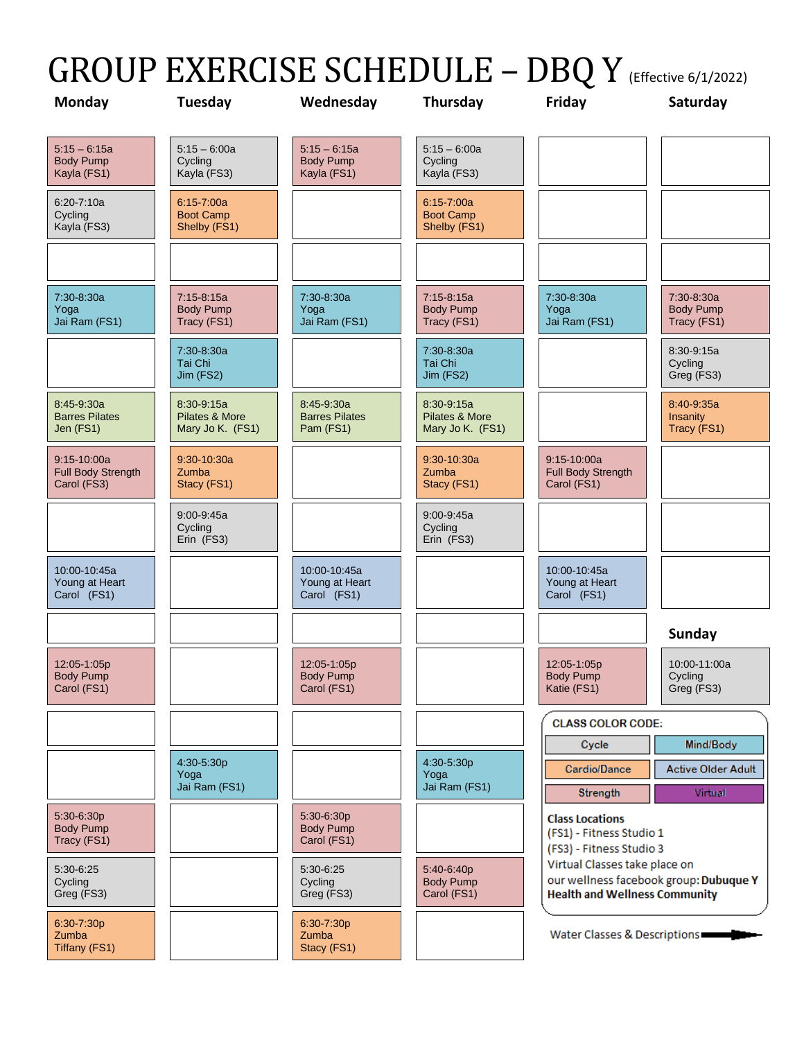# GROUP EXERCISE SCHEDULE – DBQ Y (Effective 6/1/2022)

| Monday | Tuesday | Wednesday | Thursday | Friday | Saturday |
|---|---|---|---|---|---|
| 5:15 – 6:15a Body Pump Kayla (FS1) | 5:15 – 6:00a Cycling Kayla (FS3) | 5:15 – 6:15a Body Pump Kayla (FS1) | 5:15 – 6:00a Cycling Kayla (FS3) | | |
| 6:20-7:10a Cycling Kayla (FS3) | 6:15-7:00a Boot Camp Shelby (FS1) | | 6:15-7:00a Boot Camp Shelby (FS1) | | |
| | | | | | |
| 7:30-8:30a Yoga Jai Ram (FS1) | 7:15-8:15a Body Pump Tracy (FS1) | 7:30-8:30a Yoga Jai Ram (FS1) | 7:15-8:15a Body Pump Tracy (FS1) | 7:30-8:30a Yoga Jai Ram (FS1) | 7:30-8:30a Body Pump Tracy (FS1) |
| | 7:30-8:30a Tai Chi Jim (FS2) | | 7:30-8:30a Tai Chi Jim (FS2) | | 8:30-9:15a Cycling Greg (FS3) |
| 8:45-9:30a Barres Pilates Jen (FS1) | 8:30-9:15a Pilates & More Mary Jo K. (FS1) | 8:45-9:30a Barres Pilates Pam (FS1) | 8:30-9:15a Pilates & More Mary Jo K. (FS1) | | 8:40-9:35a Insanity Tracy (FS1) |
| 9:15-10:00a Full Body Strength Carol (FS3) | 9:30-10:30a Zumba Stacy (FS1) | | 9:30-10:30a Zumba Stacy (FS1) | 9:15-10:00a Full Body Strength Carol (FS1) | |
| | 9:00-9:45a Cycling Erin (FS3) | | 9:00-9:45a Cycling Erin (FS3) | | |
| 10:00-10:45a Young at Heart Carol (FS1) | | 10:00-10:45a Young at Heart Carol (FS1) | | 10:00-10:45a Young at Heart Carol (FS1) | |
| | | | | | **Sunday** |
| 12:05-1:05p Body Pump Carol (FS1) | | 12:05-1:05p Body Pump Carol (FS1) | | 12:05-1:05p Body Pump Katie (FS1) | 10:00-11:00a Cycling Greg (FS3) |
| | | | | | |
| | 4:30-5:30p Yoga Jai Ram (FS1) | | 4:30-5:30p Yoga Jai Ram (FS1) | | |
| 5:30-6:30p Body Pump Tracy (FS1) | | 5:30-6:30p Body Pump Carol (FS1) | | | |
| 5:30-6:25 Cycling Greg (FS3) | | 5:30-6:25 Cycling Greg (FS3) | 5:40-6:40p Body Pump Carol (FS1) | | |
| 6:30-7:30p Zumba Tiffany (FS1) | | 6:30-7:30p Zumba Stacy (FS1) | | | |

**CLASS COLOR CODE:**

| | |
|---|---|
| Cycle | Mind/Body |
| Cardio/Dance | Active Older Adult |
| Strength | Virtual |

**Class Locations**
(FS1) - Fitness Studio 1
(FS3) - Fitness Studio 3
Virtual Classes take place on our wellness facebook group: **Dubuque Y Health and Wellness Community**

Water Classes & Descriptions →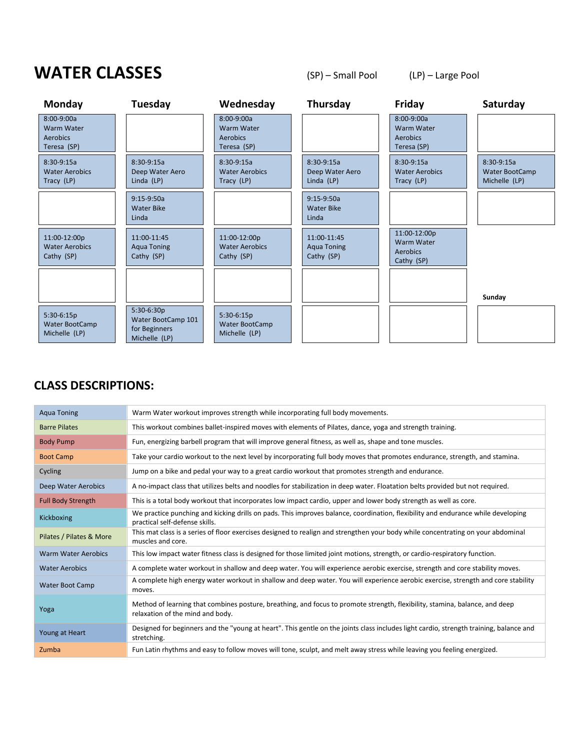# WATER CLASSES

(SP) – Small Pool (LP) – Large Pool

| Monday | Tuesday | Wednesday | Thursday | Friday | Saturday |
|---|---|---|---|---|---|
| 8:00-9:00a Warm Water Aerobics Teresa (SP) | | 8:00-9:00a Warm Water Aerobics Teresa (SP) | | 8:00-9:00a Warm Water Aerobics Teresa (SP) | |
| 8:30-9:15a Water Aerobics Tracy (LP) | 8:30-9:15a Deep Water Aero Linda (LP) | 8:30-9:15a Water Aerobics Tracy (LP) | 8:30-9:15a Deep Water Aero Linda (LP) | 8:30-9:15a Water Aerobics Tracy (LP) | 8:30-9:15a Water BootCamp Michelle (LP) |
| | 9:15-9:50a Water Bike Linda | | 9:15-9:50a Water Bike Linda | | |
| 11:00-12:00p Water Aerobics Cathy (SP) | 11:00-11:45 Aqua Toning Cathy (SP) | 11:00-12:00p Water Aerobics Cathy (SP) | 11:00-11:45 Aqua Toning Cathy (SP) | 11:00-12:00p Warm Water Aerobics Cathy (SP) | |
| | | | | | **Sunday** |
| 5:30-6:15p Water BootCamp Michelle (LP) | 5:30-6:30p Water BootCamp 101 for Beginners Michelle (LP) | 5:30-6:15p Water BootCamp Michelle (LP) | | | |

## CLASS DESCRIPTIONS:

| | |
|---|---|
| Aqua Toning | Warm Water workout improves strength while incorporating full body movements. |
| Barre Pilates | This workout combines ballet-inspired moves with elements of Pilates, dance, yoga and strength training. |
| Body Pump | Fun, energizing barbell program that will improve general fitness, as well as, shape and tone muscles. |
| Boot Camp | Take your cardio workout to the next level by incorporating full body moves that promotes endurance, strength, and stamina. |
| Cycling | Jump on a bike and pedal your way to a great cardio workout that promotes strength and endurance. |
| Deep Water Aerobics | A no-impact class that utilizes belts and noodles for stabilization in deep water. Floatation belts provided but not required. |
| Full Body Strength | This is a total body workout that incorporates low impact cardio, upper and lower body strength as well as core. |
| Kickboxing | We practice punching and kicking drills on pads. This improves balance, coordination, flexibility and endurance while developing practical self-defense skills. |
| Pilates / Pilates & More | This mat class is a series of floor exercises designed to realign and strengthen your body while concentrating on your abdominal muscles and core. |
| Warm Water Aerobics | This low impact water fitness class is designed for those limited joint motions, strength, or cardio-respiratory function. |
| Water Aerobics | A complete water workout in shallow and deep water. You will experience aerobic exercise, strength and core stability moves. |
| Water Boot Camp | A complete high energy water workout in shallow and deep water. You will experience aerobic exercise, strength and core stability moves. |
| Yoga | Method of learning that combines posture, breathing, and focus to promote strength, flexibility, stamina, balance, and deep relaxation of the mind and body. |
| Young at Heart | Designed for beginners and the "young at heart". This gentle on the joints class includes light cardio, strength training, balance and stretching. |
| Zumba | Fun Latin rhythms and easy to follow moves will tone, sculpt, and melt away stress while leaving you feeling energized. |